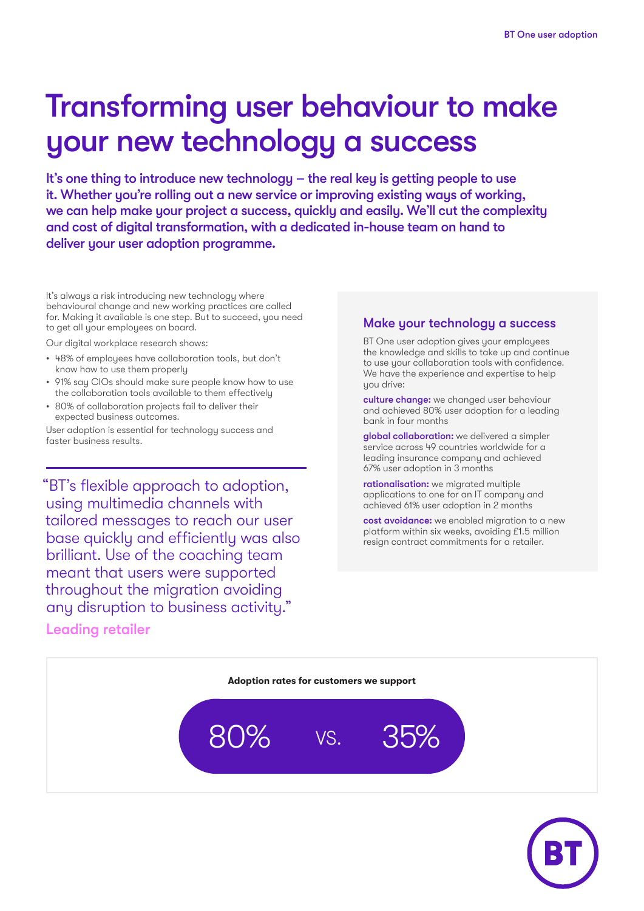# Transforming user behaviour to make your new technology a success

**It's one thing to introduce new technology – the real key is getting people to use it. Whether you're rolling out a new service or improving existing ways of working, we can help make your project a success, quickly and easily. We'll cut the complexity and cost of digital transformation, with a dedicated in-house team on hand to deliver your user adoption programme.**

It's always a risk introducing new technology where behavioural change and new working practices are called for. Making it available is one step. But to succeed, you need to get all your employees on board.

Our digital workplace research shows:

- 48% of employees have collaboration tools, but don't know how to use them properly
- 91% say CIOs should make sure people know how to use the collaboration tools available to them effectively
- 80% of collaboration projects fail to deliver their expected business outcomes.

User adoption is essential for technology success and faster business results.

> "BT's flexible approach to adoption, using multimedia channels with tailored messages to reach our user base quickly and efficiently was also brilliant. Use of the coaching team meant that users were supported throughout the migration avoiding any disruption to business activity."
>
> Leading retailer

## Make your technology a success

BT One user adoption gives your employees the knowledge and skills to take up and continue to use your collaboration tools with confidence. We have the experience and expertise to help you drive:

**culture change:** we changed user behaviour and achieved 80% user adoption for a leading bank in four months

**global collaboration:** we delivered a simpler service across 49 countries worldwide for a leading insurance company and achieved 67% user adoption in 3 months

**rationalisation:** we migrated multiple applications to one for an IT company and achieved 61% user adoption in 2 months

**cost avoidance:** we enabled migration to a new platform within six weeks, avoiding £1.5 million resign contract commitments for a retailer.

**Adoption rates for customers we support**

80% vs. 35%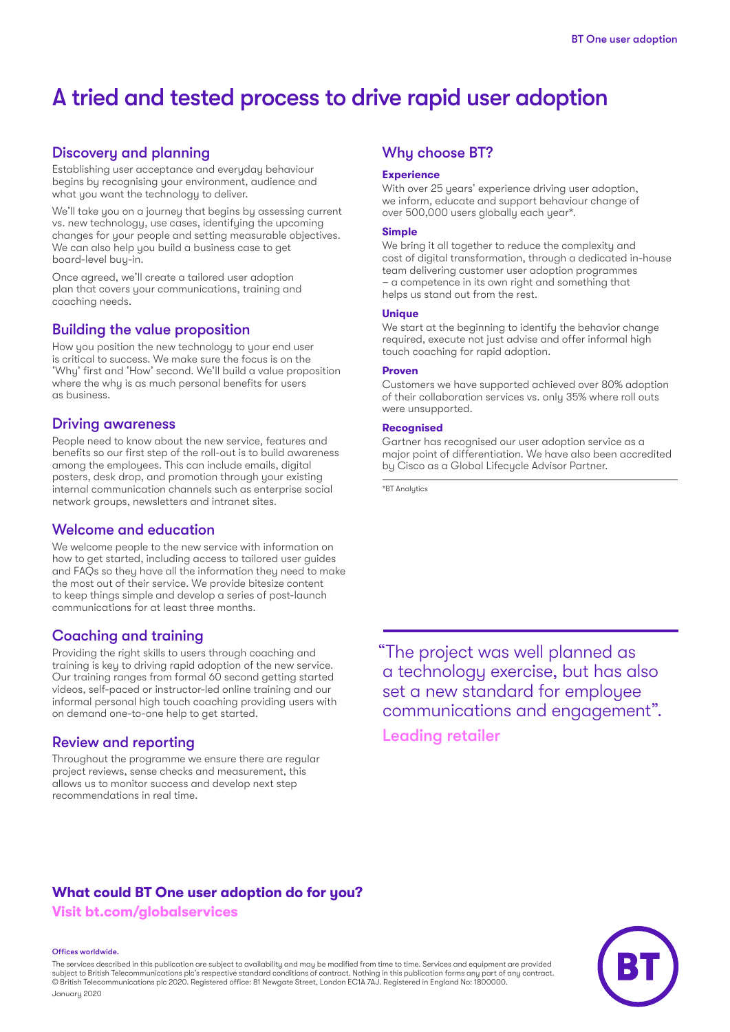# A tried and tested process to drive rapid user adoption

## Discovery and planning

Establishing user acceptance and everyday behaviour begins by recognising your environment, audience and what you want the technology to deliver.

We'll take you on a journey that begins by assessing current vs. new technology, use cases, identifying the upcoming changes for your people and setting measurable objectives. We can also help you build a business case to get board-level buy-in.

Once agreed, we'll create a tailored user adoption plan that covers your communications, training and coaching needs.

## Building the value proposition

How you position the new technology to your end user is critical to success. We make sure the focus is on the 'Why' first and 'How' second. We'll build a value proposition where the why is as much personal benefits for users as business.

## Driving awareness

People need to know about the new service, features and benefits so our first step of the roll-out is to build awareness among the employees. This can include emails, digital posters, desk drop, and promotion through your existing internal communication channels such as enterprise social network groups, newsletters and intranet sites.

## Welcome and education

We welcome people to the new service with information on how to get started, including access to tailored user guides and FAQs so they have all the information they need to make the most out of their service. We provide bitesize content to keep things simple and develop a series of post-launch communications for at least three months.

## Coaching and training

Providing the right skills to users through coaching and training is key to driving rapid adoption of the new service. Our training ranges from formal 60 second getting started videos, self-paced or instructor-led online training and our informal personal high touch coaching providing users with on demand one-to-one help to get started.

## Review and reporting

Throughout the programme we ensure there are regular project reviews, sense checks and measurement, this allows us to monitor success and develop next step recommendations in real time.

## Why choose BT?

**Experience**

With over 25 years' experience driving user adoption, we inform, educate and support behaviour change of over 500,000 users globally each year*.

**Simple**

We bring it all together to reduce the complexity and cost of digital transformation, through a dedicated in-house team delivering customer user adoption programmes – a competence in its own right and something that helps us stand out from the rest.

**Unique**

We start at the beginning to identify the behavior change required, execute not just advise and offer informal high touch coaching for rapid adoption.

**Proven**

Customers we have supported achieved over 80% adoption of their collaboration services vs. only 35% where roll outs were unsupported.

**Recognised**

Gartner has recognised our user adoption service as a major point of differentiation. We have also been accredited by Cisco as a Global Lifecycle Advisor Partner.

*BT Analytics

> "The project was well planned as a technology exercise, but has also set a new standard for employee communications and engagement".
>
> Leading retailer

**What could BT One user adoption do for you?**

**Visit bt.com/globalservices**

Offices worldwide.

The services described in this publication are subject to availability and may be modified from time to time. Services and equipment are provided subject to British Telecommunications plc's respective standard conditions of contract. Nothing in this publication forms any part of any contract.
© British Telecommunications plc 2020. Registered office: 81 Newgate Street, London EC1A 7AJ. Registered in England No: 1800000.

January 2020